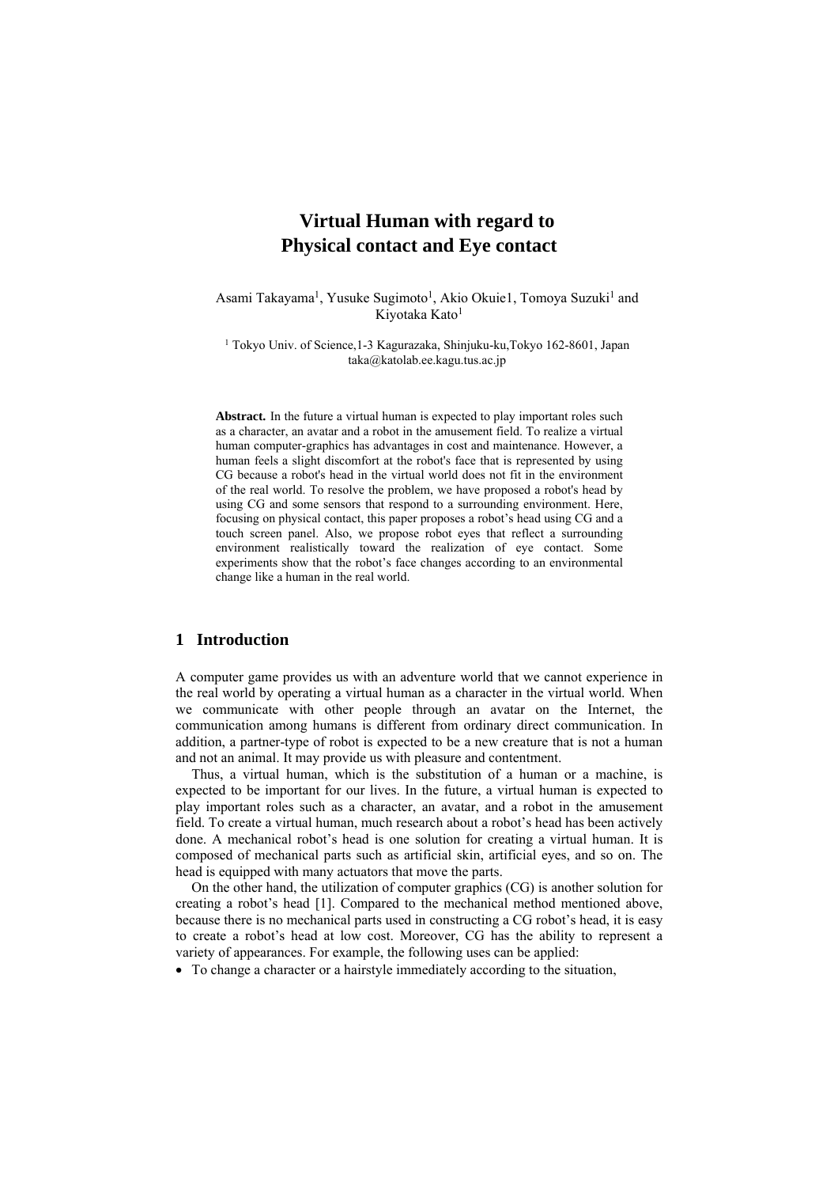# Virtual Human with regard to Physical contact and Eye contact

Asami Takayama[1], Yusuke Sugimoto[1], Akio Okuie1, Tomoya Suzuki[1] and Kiyotaka Kato[1]

[1] Tokyo Univ. of Science,1-3 Kagurazaka, Shinjuku-ku,Tokyo 162-8601, Japan taka@katolab.ee.kagu.tus.ac.jp

**Abstract.** In the future a virtual human is expected to play important roles such as a character, an avatar and a robot in the amusement field. To realize a virtual human computer-graphics has advantages in cost and maintenance. However, a human feels a slight discomfort at the robot's face that is represented by using CG because a robot's head in the virtual world does not fit in the environment of the real world. To resolve the problem, we have proposed a robot's head by using CG and some sensors that respond to a surrounding environment. Here, focusing on physical contact, this paper proposes a robot's head using CG and a touch screen panel. Also, we propose robot eyes that reflect a surrounding environment realistically toward the realization of eye contact. Some experiments show that the robot's face changes according to an environmental change like a human in the real world.

## 1 Introduction

A computer game provides us with an adventure world that we cannot experience in the real world by operating a virtual human as a character in the virtual world. When we communicate with other people through an avatar on the Internet, the communication among humans is different from ordinary direct communication. In addition, a partner-type of robot is expected to be a new creature that is not a human and not an animal. It may provide us with pleasure and contentment.

Thus, a virtual human, which is the substitution of a human or a machine, is expected to be important for our lives. In the future, a virtual human is expected to play important roles such as a character, an avatar, and a robot in the amusement field. To create a virtual human, much research about a robot's head has been actively done. A mechanical robot's head is one solution for creating a virtual human. It is composed of mechanical parts such as artificial skin, artificial eyes, and so on. The head is equipped with many actuators that move the parts.

On the other hand, the utilization of computer graphics (CG) is another solution for creating a robot's head [1]. Compared to the mechanical method mentioned above, because there is no mechanical parts used in constructing a CG robot's head, it is easy to create a robot's head at low cost. Moreover, CG has the ability to represent a variety of appearances. For example, the following uses can be applied:

- To change a character or a hairstyle immediately according to the situation,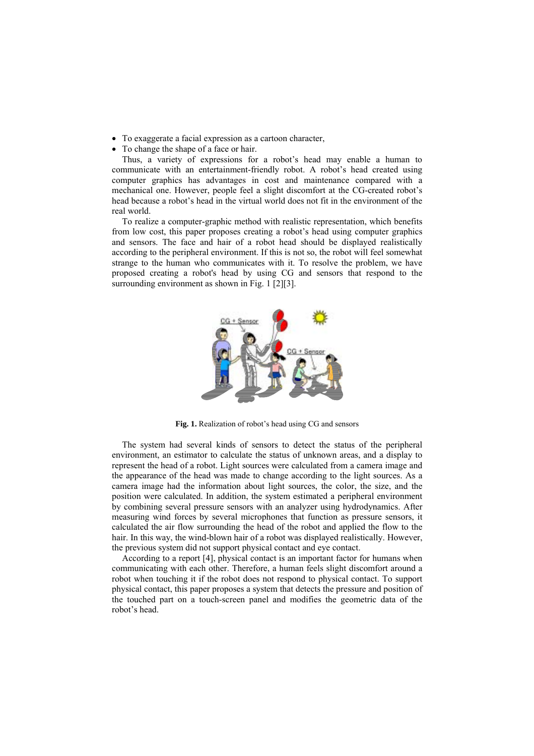- To exaggerate a facial expression as a cartoon character,
- To change the shape of a face or hair.

Thus, a variety of expressions for a robot's head may enable a human to communicate with an entertainment-friendly robot. A robot's head created using computer graphics has advantages in cost and maintenance compared with a mechanical one. However, people feel a slight discomfort at the CG-created robot's head because a robot's head in the virtual world does not fit in the environment of the real world.

To realize a computer-graphic method with realistic representation, which benefits from low cost, this paper proposes creating a robot's head using computer graphics and sensors. The face and hair of a robot head should be displayed realistically according to the peripheral environment. If this is not so, the robot will feel somewhat strange to the human who communicates with it. To resolve the problem, we have proposed creating a robot's head by using CG and sensors that respond to the surrounding environment as shown in Fig. 1 [2][3].

**Fig. 1.** Realization of robot's head using CG and sensors

The system had several kinds of sensors to detect the status of the peripheral environment, an estimator to calculate the status of unknown areas, and a display to represent the head of a robot. Light sources were calculated from a camera image and the appearance of the head was made to change according to the light sources. As a camera image had the information about light sources, the color, the size, and the position were calculated. In addition, the system estimated a peripheral environment by combining several pressure sensors with an analyzer using hydrodynamics. After measuring wind forces by several microphones that function as pressure sensors, it calculated the air flow surrounding the head of the robot and applied the flow to the hair. In this way, the wind-blown hair of a robot was displayed realistically. However, the previous system did not support physical contact and eye contact.

According to a report [4], physical contact is an important factor for humans when communicating with each other. Therefore, a human feels slight discomfort around a robot when touching it if the robot does not respond to physical contact. To support physical contact, this paper proposes a system that detects the pressure and position of the touched part on a touch-screen panel and modifies the geometric data of the robot's head.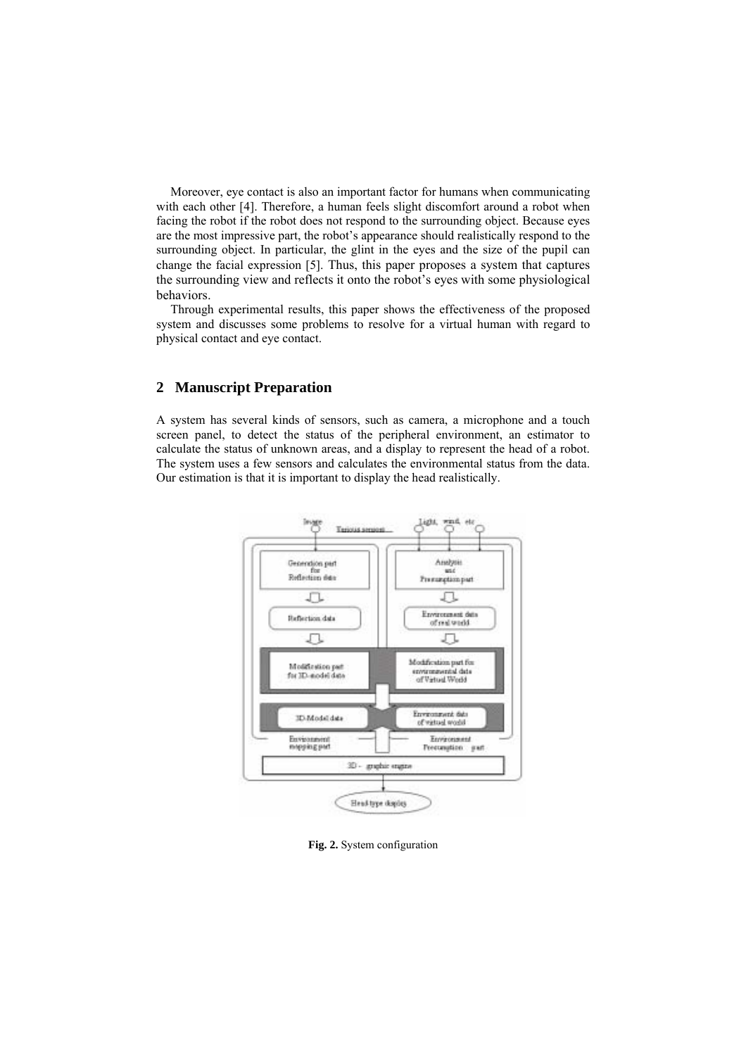Moreover, eye contact is also an important factor for humans when communicating with each other [4]. Therefore, a human feels slight discomfort around a robot when facing the robot if the robot does not respond to the surrounding object. Because eyes are the most impressive part, the robot's appearance should realistically respond to the surrounding object. In particular, the glint in the eyes and the size of the pupil can change the facial expression [5]. Thus, this paper proposes a system that captures the surrounding view and reflects it onto the robot's eyes with some physiological behaviors.

Through experimental results, this paper shows the effectiveness of the proposed system and discusses some problems to resolve for a virtual human with regard to physical contact and eye contact.

## 2 Manuscript Preparation

A system has several kinds of sensors, such as camera, a microphone and a touch screen panel, to detect the status of the peripheral environment, an estimator to calculate the status of unknown areas, and a display to represent the head of a robot. The system uses a few sensors and calculates the environmental status from the data. Our estimation is that it is important to display the head realistically.

**Fig. 2.** System configuration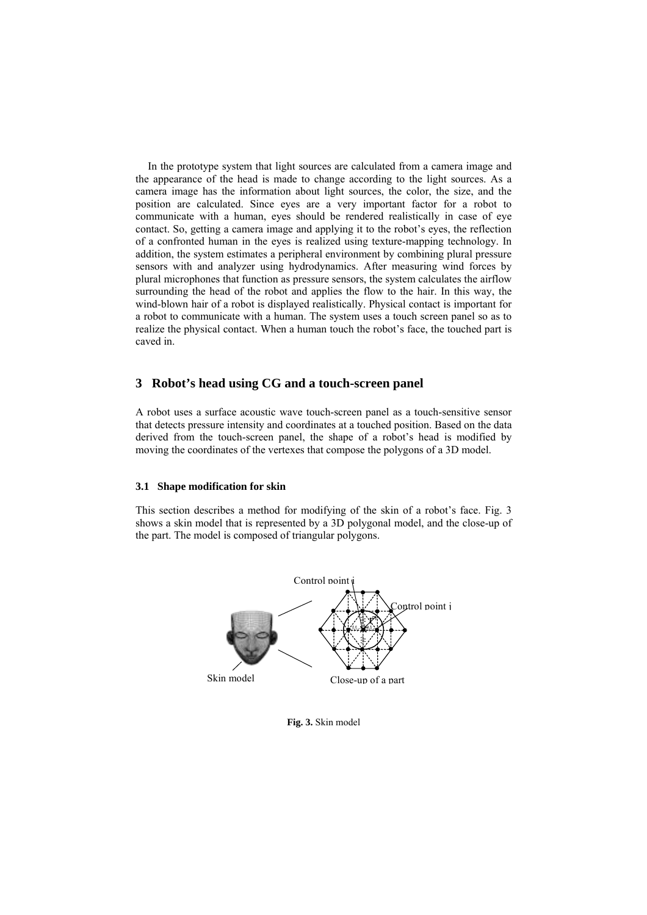In the prototype system that light sources are calculated from a camera image and the appearance of the head is made to change according to the light sources. As a camera image has the information about light sources, the color, the size, and the position are calculated. Since eyes are a very important factor for a robot to communicate with a human, eyes should be rendered realistically in case of eye contact. So, getting a camera image and applying it to the robot's eyes, the reflection of a confronted human in the eyes is realized using texture-mapping technology. In addition, the system estimates a peripheral environment by combining plural pressure sensors with and analyzer using hydrodynamics. After measuring wind forces by plural microphones that function as pressure sensors, the system calculates the airflow surrounding the head of the robot and applies the flow to the hair. In this way, the wind-blown hair of a robot is displayed realistically. Physical contact is important for a robot to communicate with a human. The system uses a touch screen panel so as to realize the physical contact. When a human touch the robot's face, the touched part is caved in.

## 3 Robot's head using CG and a touch-screen panel

A robot uses a surface acoustic wave touch-screen panel as a touch-sensitive sensor that detects pressure intensity and coordinates at a touched position. Based on the data derived from the touch-screen panel, the shape of a robot's head is modified by moving the coordinates of the vertexes that compose the polygons of a 3D model.

### 3.1 Shape modification for skin

This section describes a method for modifying of the skin of a robot's face. Fig. 3 shows a skin model that is represented by a 3D polygonal model, and the close-up of the part. The model is composed of triangular polygons.

Control point i

Control point j

r

Skin model

Close-up of a part

**Fig. 3.** Skin model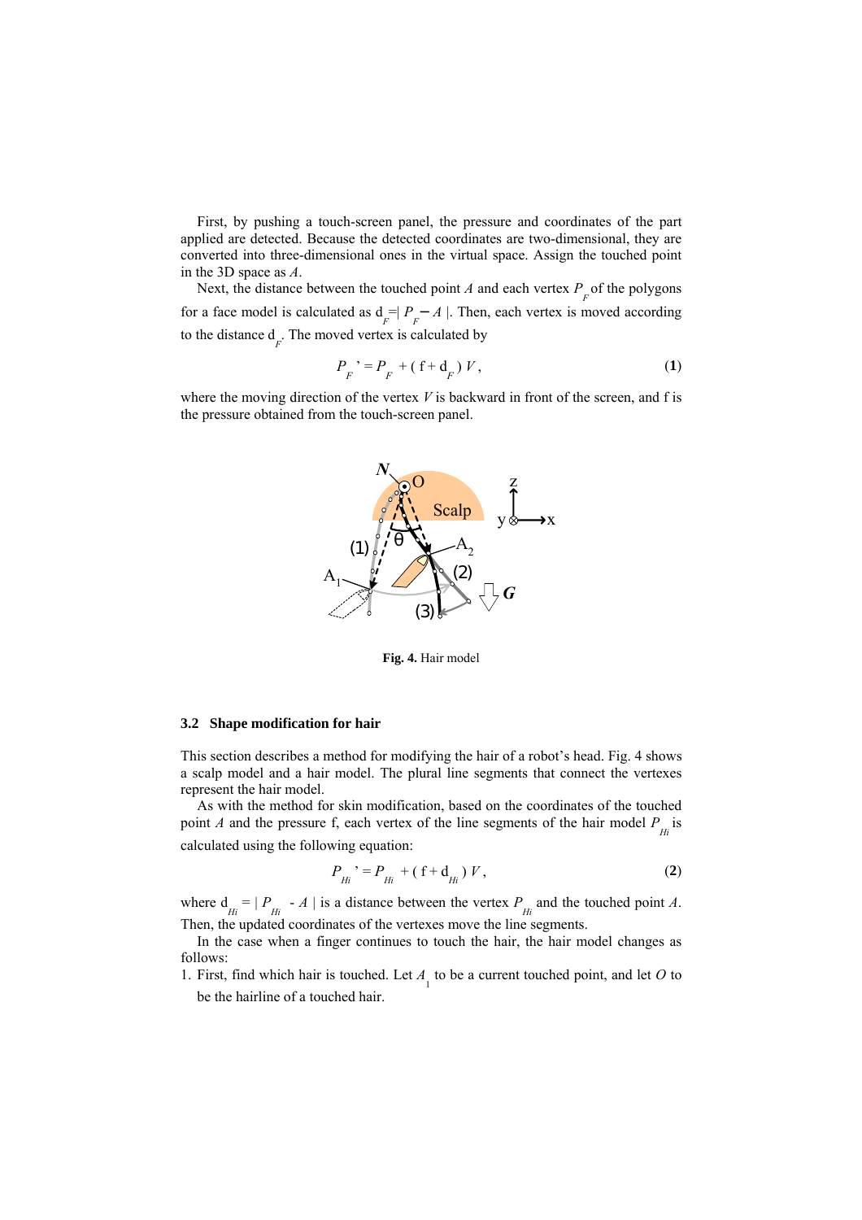First, by pushing a touch-screen panel, the pressure and coordinates of the part applied are detected. Because the detected coordinates are two-dimensional, they are converted into three-dimensional ones in the virtual space. Assign the touched point in the 3D space as $A$.

Next, the distance between the touched point $A$ and each vertex $P_F$ of the polygons for a face model is calculated as $d_F = | P_F - A |$. Then, each vertex is moved according to the distance $d_F$. The moved vertex is calculated by

$$P_F' = P_F + ( f + d_F ) V , \tag{1}$$

where the moving direction of the vertex $V$ is backward in front of the screen, and f is the pressure obtained from the touch-screen panel.

**Fig. 4.** Hair model

### 3.2 Shape modification for hair

This section describes a method for modifying the hair of a robot's head. Fig. 4 shows a scalp model and a hair model. The plural line segments that connect the vertexes represent the hair model.

As with the method for skin modification, based on the coordinates of the touched point $A$ and the pressure f, each vertex of the line segments of the hair model $P_{Hi}$ is calculated using the following equation:

$$P_{Hi}' = P_{Hi} + ( f + d_{Hi} ) V , \tag{2}$$

where $d_{Hi} = | P_{Hi} - A |$ is a distance between the vertex $P_{Hi}$ and the touched point $A$. Then, the updated coordinates of the vertexes move the line segments.

In the case when a finger continues to touch the hair, the hair model changes as follows:

1. First, find which hair is touched. Let $A_1$ to be a current touched point, and let $O$ to be the hairline of a touched hair.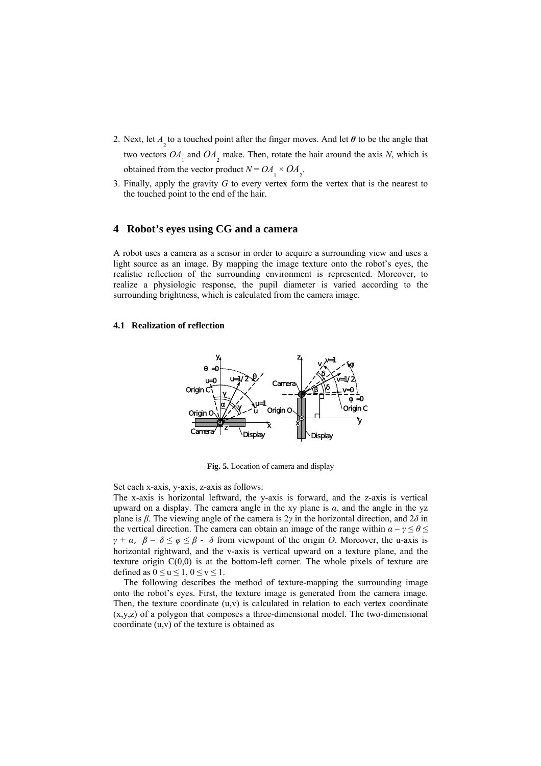2. Next, let $A_2$ to a touched point after the finger moves. And let $\boldsymbol{\theta}$ to be the angle that two vectors $OA_1$ and $OA_2$ make. Then, rotate the hair around the axis $N$, which is obtained from the vector product $N = OA_1 \times OA_2$.
3. Finally, apply the gravity $G$ to every vertex form the vertex that is the nearest to the touched point to the end of the hair.

## 4 Robot's eyes using CG and a camera

A robot uses a camera as a sensor in order to acquire a surrounding view and uses a light source as an image. By mapping the image texture onto the robot's eyes, the realistic reflection of the surrounding environment is represented. Moreover, to realize a physiologic response, the pupil diameter is varied according to the surrounding brightness, which is calculated from the camera image.

### 4.1 Realization of reflection

**Fig. 5.** Location of camera and display

Set each x-axis, y-axis, z-axis as follows:
The x-axis is horizontal leftward, the y-axis is forward, and the z-axis is vertical upward on a display. The camera angle in the xy plane is $\alpha$, and the angle in the yz plane is $\beta$. The viewing angle of the camera is $2\gamma$ in the horizontal direction, and $2\delta$ in the vertical direction. The camera can obtain an image of the range within $\alpha - \gamma \leq \theta \leq \gamma + \alpha$, $\beta - \delta \leq \varphi \leq \beta - \delta$ from viewpoint of the origin $O$. Moreover, the u-axis is horizontal rightward, and the v-axis is vertical upward on a texture plane, and the texture origin C(0,0) is at the bottom-left corner. The whole pixels of texture are defined as $0 \leq u \leq 1$, $0 \leq v \leq 1$.

The following describes the method of texture-mapping the surrounding image onto the robot's eyes. First, the texture image is generated from the camera image. Then, the texture coordinate (u,v) is calculated in relation to each vertex coordinate (x,y,z) of a polygon that composes a three-dimensional model. The two-dimensional coordinate (u,v) of the texture is obtained as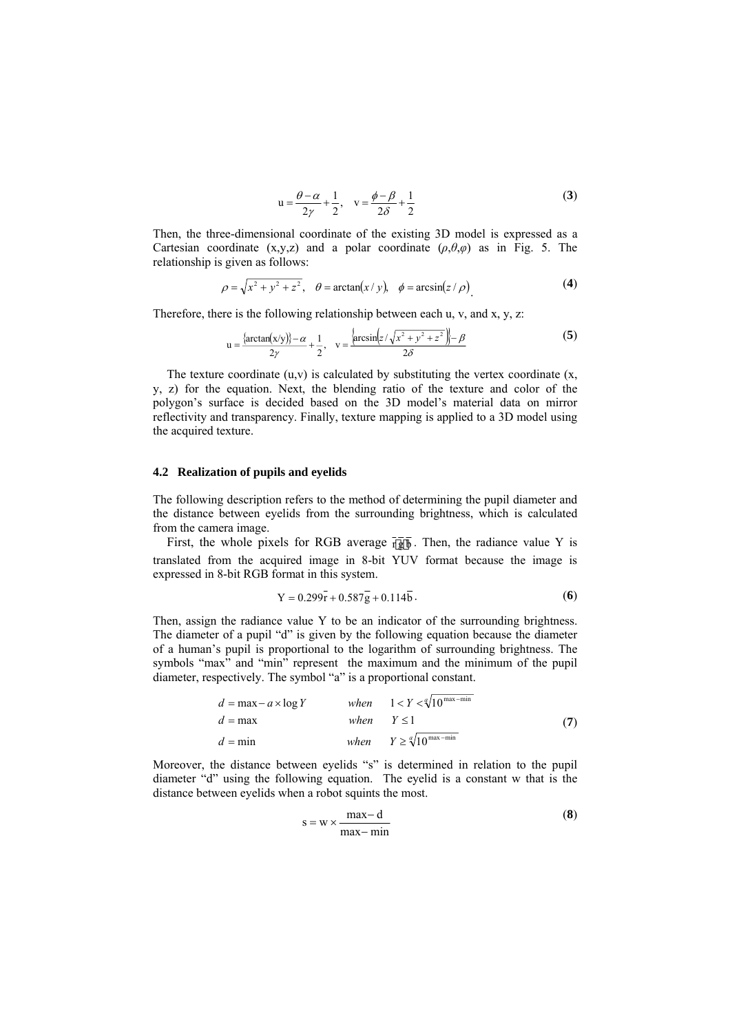$$u = \frac{\theta - \alpha}{2\gamma} + \frac{1}{2}, \quad v = \frac{\phi - \beta}{2\delta} + \frac{1}{2} \tag{3}$$

Then, the three-dimensional coordinate of the existing 3D model is expressed as a Cartesian coordinate (x,y,z) and a polar coordinate $(\rho,\theta,\varphi)$ as in Fig. 5. The relationship is given as follows:

$$\rho = \sqrt{x^2 + y^2 + z^2}, \quad \theta = \arctan(x / y), \quad \phi = \arcsin(z / \rho). \tag{4}$$

Therefore, there is the following relationship between each u, v, and x, y, z:

$$u = \frac{\{\arctan(x/y)\} - \alpha}{2\gamma} + \frac{1}{2}, \quad v = \frac{\left\{\arcsin\left(z / \sqrt{x^2 + y^2 + z^2}\right)\right\} - \beta}{2\delta} \tag{5}$$

The texture coordinate (u,v) is calculated by substituting the vertex coordinate (x, y, z) for the equation. Next, the blending ratio of the texture and color of the polygon's surface is decided based on the 3D model's material data on mirror reflectivity and transparency. Finally, texture mapping is applied to a 3D model using the acquired texture.

### 4.2 Realization of pupils and eyelids

The following description refers to the method of determining the pupil diameter and the distance between eyelids from the surrounding brightness, which is calculated from the camera image.

First, the whole pixels for RGB average $\bar{r}\bar{g}\bar{b}$. Then, the radiance value Y is translated from the acquired image in 8-bit YUV format because the image is expressed in 8-bit RGB format in this system.

$$Y = 0.299\bar{r} + 0.587\bar{g} + 0.114\bar{b}. \tag{6}$$

Then, assign the radiance value Y to be an indicator of the surrounding brightness. The diameter of a pupil "d" is given by the following equation because the diameter of a human's pupil is proportional to the logarithm of surrounding brightness. The symbols "max" and "min" represent the maximum and the minimum of the pupil diameter, respectively. The symbol "a" is a proportional constant.

$$\begin{aligned} d &= \max - a \times \log Y && when \quad 1 < Y < \sqrt[a]{10^{\max - \min}} \\ d &= \max && when \quad Y \leq 1 \\ d &= \min && when \quad Y \geq \sqrt[a]{10^{\max - \min}} \end{aligned} \tag{7}$$

Moreover, the distance between eyelids "s" is determined in relation to the pupil diameter "d" using the following equation. The eyelid is a constant w that is the distance between eyelids when a robot squints the most.

$$s = w \times \frac{\max - d}{\max - \min} \tag{8}$$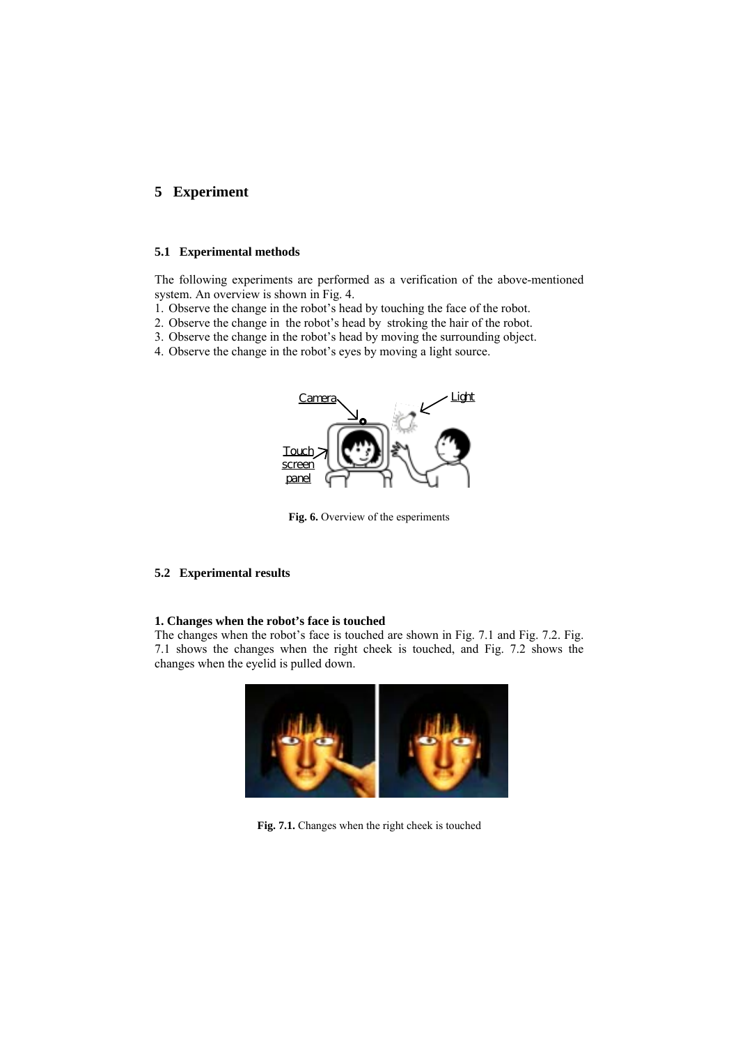## 5 Experiment

### 5.1 Experimental methods

The following experiments are performed as a verification of the above-mentioned system. An overview is shown in Fig. 4.

1. Observe the change in the robot's head by touching the face of the robot.
2. Observe the change in the robot's head by stroking the hair of the robot.
3. Observe the change in the robot's head by moving the surrounding object.
4. Observe the change in the robot's eyes by moving a light source.

**Fig. 6.** Overview of the esperiments

### 5.2 Experimental results

**1. Changes when the robot's face is touched**

The changes when the robot's face is touched are shown in Fig. 7.1 and Fig. 7.2. Fig. 7.1 shows the changes when the right cheek is touched, and Fig. 7.2 shows the changes when the eyelid is pulled down.

**Fig. 7.1.** Changes when the right cheek is touched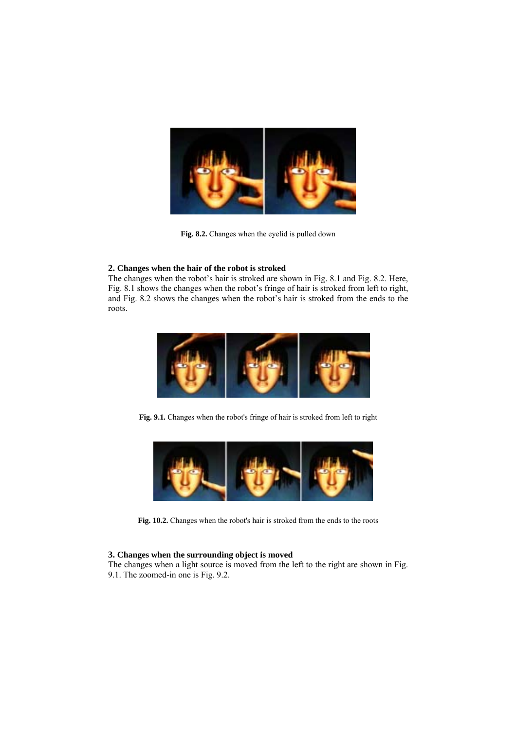**Fig. 8.2.** Changes when the eyelid is pulled down

### 2. Changes when the hair of the robot is stroked

The changes when the robot's hair is stroked are shown in Fig. 8.1 and Fig. 8.2. Here, Fig. 8.1 shows the changes when the robot's fringe of hair is stroked from left to right, and Fig. 8.2 shows the changes when the robot's hair is stroked from the ends to the roots.

**Fig. 9.1.** Changes when the robot's fringe of hair is stroked from left to right

**Fig. 10.2.** Changes when the robot's hair is stroked from the ends to the roots

### 3. Changes when the surrounding object is moved

The changes when a light source is moved from the left to the right are shown in Fig. 9.1. The zoomed-in one is Fig. 9.2.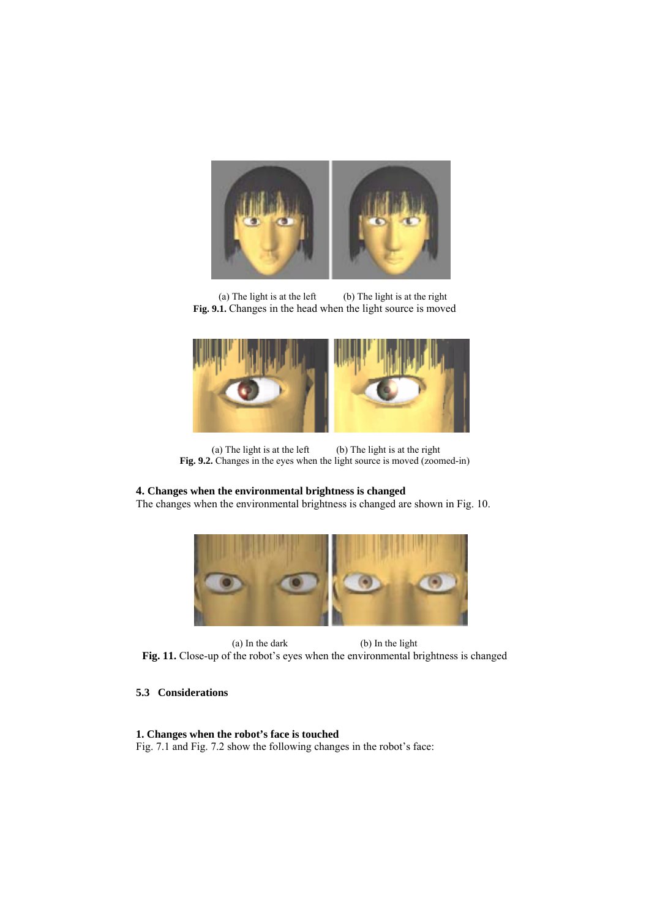(a) The light is at the left (b) The light is at the right

**Fig. 9.1.** Changes in the head when the light source is moved

(a) The light is at the left (b) The light is at the right

**Fig. 9.2.** Changes in the eyes when the light source is moved (zoomed-in)

**4. Changes when the environmental brightness is changed**

The changes when the environmental brightness is changed are shown in Fig. 10.

(a) In the dark (b) In the light

**Fig. 11.** Close-up of the robot's eyes when the environmental brightness is changed

### 5.3 Considerations

**1. Changes when the robot's face is touched**

Fig. 7.1 and Fig. 7.2 show the following changes in the robot's face: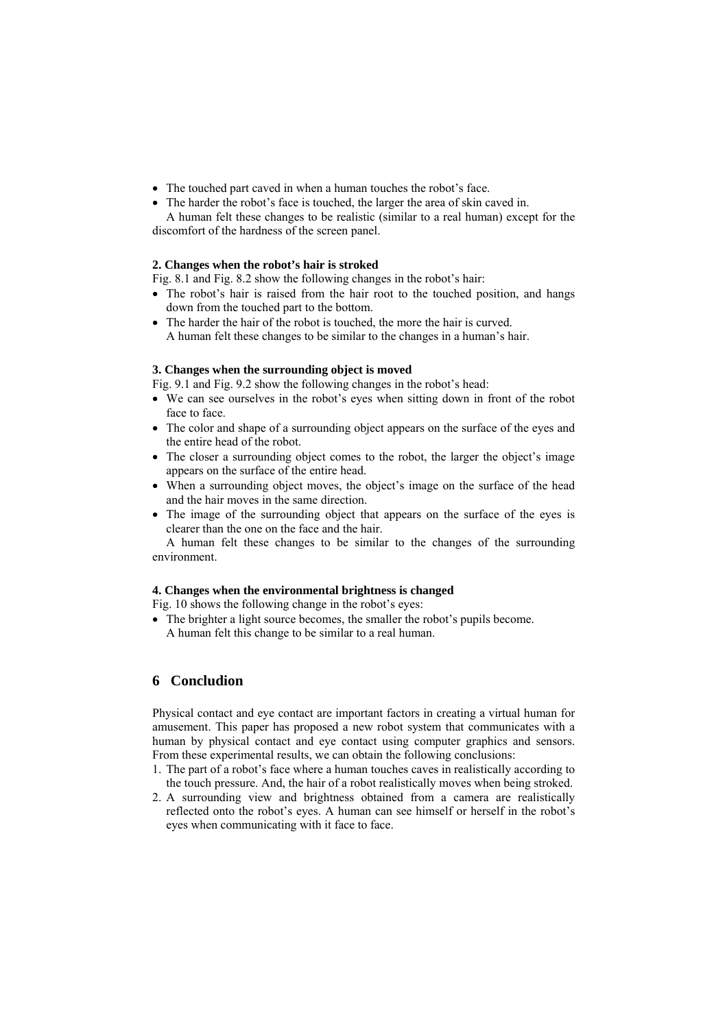- The touched part caved in when a human touches the robot's face.
- The harder the robot's face is touched, the larger the area of skin caved in.

A human felt these changes to be realistic (similar to a real human) except for the discomfort of the hardness of the screen panel.

**2. Changes when the robot's hair is stroked**

Fig. 8.1 and Fig. 8.2 show the following changes in the robot's hair:

- The robot's hair is raised from the hair root to the touched position, and hangs down from the touched part to the bottom.
- The harder the hair of the robot is touched, the more the hair is curved.

A human felt these changes to be similar to the changes in a human's hair.

**3. Changes when the surrounding object is moved**

Fig. 9.1 and Fig. 9.2 show the following changes in the robot's head:

- We can see ourselves in the robot's eyes when sitting down in front of the robot face to face.
- The color and shape of a surrounding object appears on the surface of the eyes and the entire head of the robot.
- The closer a surrounding object comes to the robot, the larger the object's image appears on the surface of the entire head.
- When a surrounding object moves, the object's image on the surface of the head and the hair moves in the same direction.
- The image of the surrounding object that appears on the surface of the eyes is clearer than the one on the face and the hair.

A human felt these changes to be similar to the changes of the surrounding environment.

**4. Changes when the environmental brightness is changed**

Fig. 10 shows the following change in the robot's eyes:

- The brighter a light source becomes, the smaller the robot's pupils become.

A human felt this change to be similar to a real human.

## 6 Concludion

Physical contact and eye contact are important factors in creating a virtual human for amusement. This paper has proposed a new robot system that communicates with a human by physical contact and eye contact using computer graphics and sensors. From these experimental results, we can obtain the following conclusions:

1. The part of a robot's face where a human touches caves in realistically according to the touch pressure. And, the hair of a robot realistically moves when being stroked.
2. A surrounding view and brightness obtained from a camera are realistically reflected onto the robot's eyes. A human can see himself or herself in the robot's eyes when communicating with it face to face.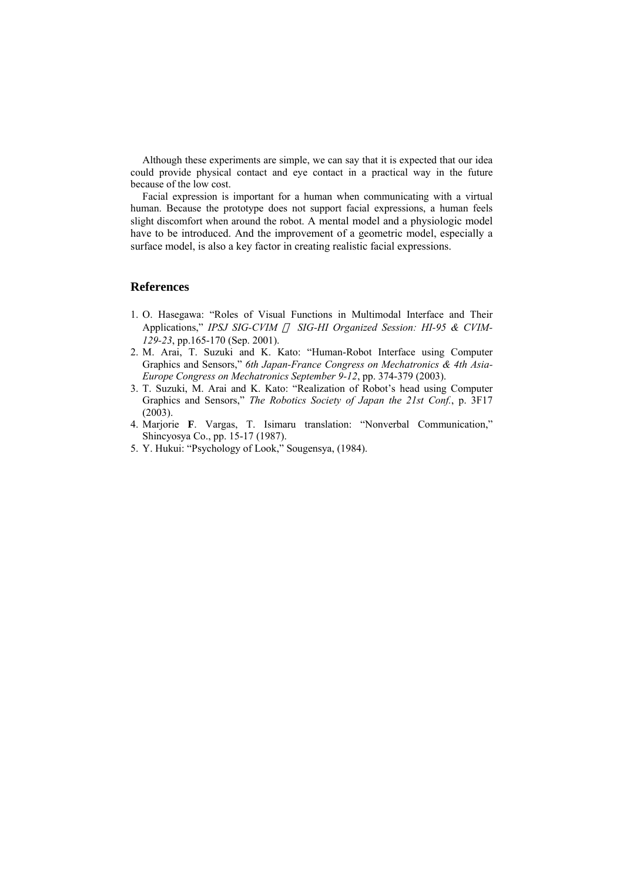Although these experiments are simple, we can say that it is expected that our idea could provide physical contact and eye contact in a practical way in the future because of the low cost.

Facial expression is important for a human when communicating with a virtual human. Because the prototype does not support facial expressions, a human feels slight discomfort when around the robot. A mental model and a physiologic model have to be introduced. And the improvement of a geometric model, especially a surface model, is also a key factor in creating realistic facial expressions.

## References

1. O. Hasegawa: "Roles of Visual Functions in Multimodal Interface and Their Applications," *IPSJ SIG-CVIM ・ SIG-HI Organized Session: HI-95 & CVIM-129-23*, pp.165-170 (Sep. 2001).
2. M. Arai, T. Suzuki and K. Kato: "Human-Robot Interface using Computer Graphics and Sensors," *6th Japan-France Congress on Mechatronics & 4th Asia-Europe Congress on Mechatronics September 9-12*, pp. 374-379 (2003).
3. T. Suzuki, M. Arai and K. Kato: "Realization of Robot's head using Computer Graphics and Sensors," *The Robotics Society of Japan the 21st Conf.*, p. 3F17 (2003).
4. Marjorie **F**. Vargas, T. Isimaru translation: "Nonverbal Communication," Shincyosya Co., pp. 15-17 (1987).
5. Y. Hukui: "Psychology of Look," Sougensya, (1984).